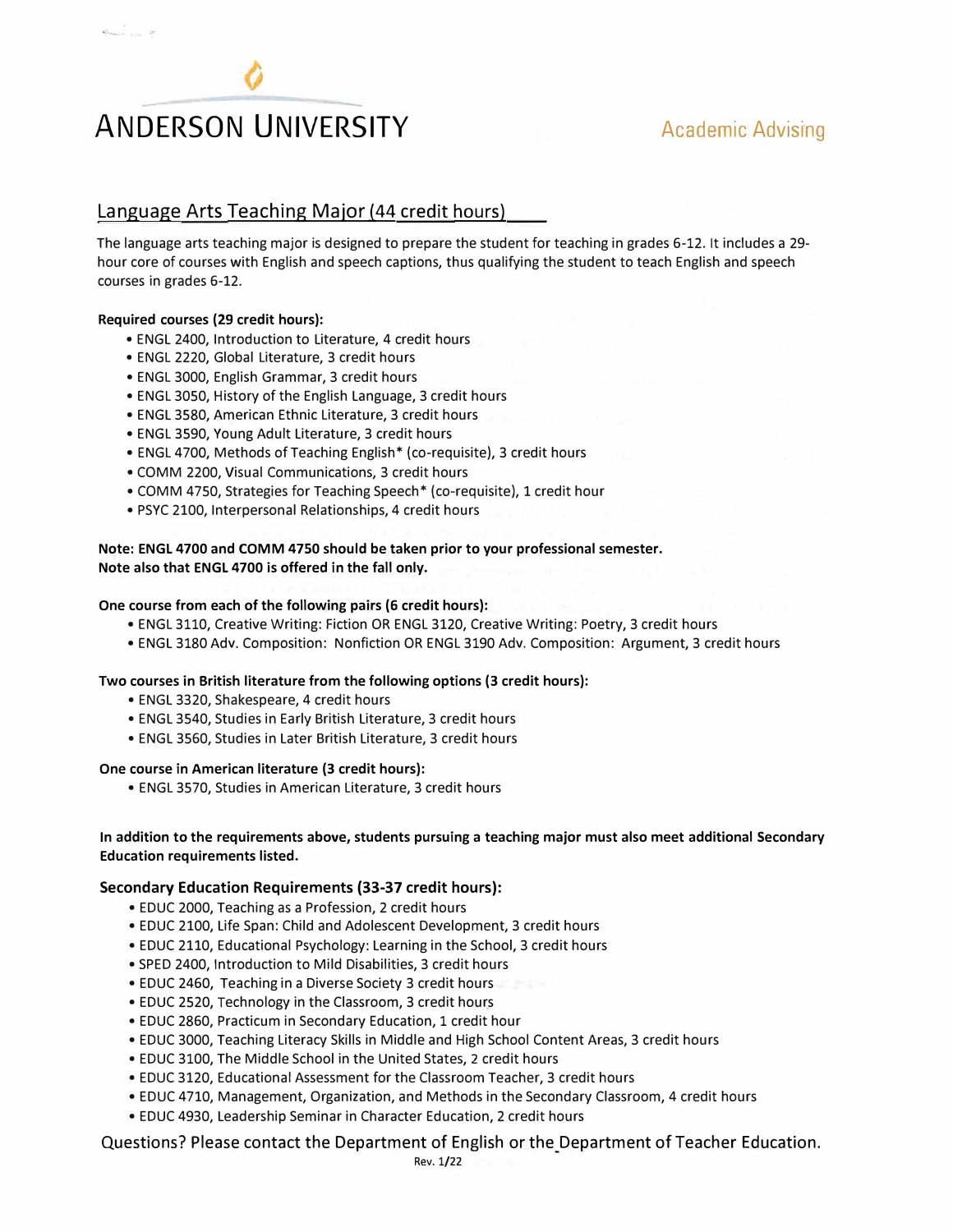# ANDERSON UNIVERSITY

Academic Advising

## Language Arts Teaching Major (44 credit hours)

The language arts teaching major is designed to prepare the student for teaching in grades 6-12. It includes a 29-hour core of courses with English and speech captions, thus qualifying the student to teach English and speech courses in grades 6-12.

**Required courses (29 credit hours):**

- ENGL 2400, Introduction to Literature, 4 credit hours
- ENGL 2220, Global Literature, 3 credit hours
- ENGL 3000, English Grammar, 3 credit hours
- ENGL 3050, History of the English Language, 3 credit hours
- ENGL 3580, American Ethnic Literature, 3 credit hours
- ENGL 3590, Young Adult Literature, 3 credit hours
- ENGL 4700, Methods of Teaching English* (co-requisite), 3 credit hours
- COMM 2200, Visual Communications, 3 credit hours
- COMM 4750, Strategies for Teaching Speech* (co-requisite), 1 credit hour
- PSYC 2100, Interpersonal Relationships, 4 credit hours

**Note: ENGL 4700 and COMM 4750 should be taken prior to your professional semester.**
**Note also that ENGL 4700 is offered in the fall only.**

**One course from each of the following pairs (6 credit hours):**

- ENGL 3110, Creative Writing: Fiction OR ENGL 3120, Creative Writing: Poetry, 3 credit hours
- ENGL 3180 Adv. Composition: Nonfiction OR ENGL 3190 Adv. Composition: Argument, 3 credit hours

**Two courses in British literature from the following options (3 credit hours):**

- ENGL 3320, Shakespeare, 4 credit hours
- ENGL 3540, Studies in Early British Literature, 3 credit hours
- ENGL 3560, Studies in Later British Literature, 3 credit hours

**One course in American literature (3 credit hours):**

- ENGL 3570, Studies in American Literature, 3 credit hours

**In addition to the requirements above, students pursuing a teaching major must also meet additional Secondary Education requirements listed.**

### Secondary Education Requirements (33-37 credit hours):

- EDUC 2000, Teaching as a Profession, 2 credit hours
- EDUC 2100, Life Span: Child and Adolescent Development, 3 credit hours
- EDUC 2110, Educational Psychology: Learning in the School, 3 credit hours
- SPED 2400, Introduction to Mild Disabilities, 3 credit hours
- EDUC 2460, Teaching in a Diverse Society 3 credit hours
- EDUC 2520, Technology in the Classroom, 3 credit hours
- EDUC 2860, Practicum in Secondary Education, 1 credit hour
- EDUC 3000, Teaching Literacy Skills in Middle and High School Content Areas, 3 credit hours
- EDUC 3100, The Middle School in the United States, 2 credit hours
- EDUC 3120, Educational Assessment for the Classroom Teacher, 3 credit hours
- EDUC 4710, Management, Organization, and Methods in the Secondary Classroom, 4 credit hours
- EDUC 4930, Leadership Seminar in Character Education, 2 credit hours

Questions? Please contact the Department of English or the Department of Teacher Education.

Rev. 1/22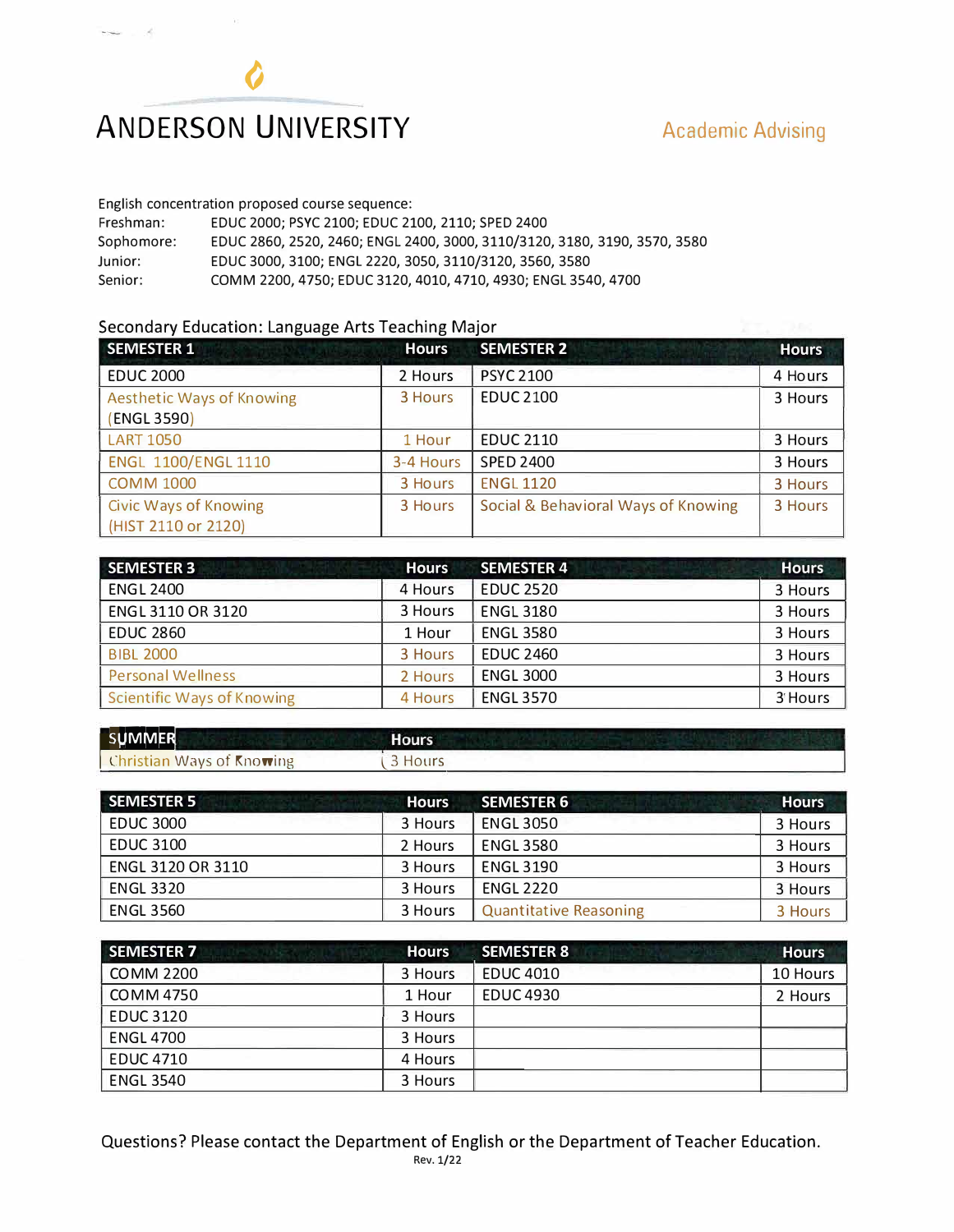# ANDERSON UNIVERSITY

Academic Advising

English concentration proposed course sequence:

Freshman: EDUC 2000; PSYC 2100; EDUC 2100, 2110; SPED 2400
Sophomore: EDUC 2860, 2520, 2460; ENGL 2400, 3000, 3110/3120, 3180, 3190, 3570, 3580
Junior: EDUC 3000, 3100; ENGL 2220, 3050, 3110/3120, 3560, 3580
Senior: COMM 2200, 4750; EDUC 3120, 4010, 4710, 4930; ENGL 3540, 4700

## Secondary Education: Language Arts Teaching Major

| SEMESTER 1 | Hours | SEMESTER 2 | Hours |
|---|---|---|---|
| EDUC 2000 | 2 Hours | PSYC 2100 | 4 Hours |
| Aesthetic Ways of Knowing (ENGL 3590) | 3 Hours | EDUC 2100 | 3 Hours |
| LART 1050 | 1 Hour | EDUC 2110 | 3 Hours |
| ENGL 1100/ENGL 1110 | 3-4 Hours | SPED 2400 | 3 Hours |
| COMM 1000 | 3 Hours | ENGL 1120 | 3 Hours |
| Civic Ways of Knowing (HIST 2110 or 2120) | 3 Hours | Social & Behavioral Ways of Knowing | 3 Hours |

| SEMESTER 3 | Hours | SEMESTER 4 | Hours |
|---|---|---|---|
| ENGL 2400 | 4 Hours | EDUC 2520 | 3 Hours |
| ENGL 3110 OR 3120 | 3 Hours | ENGL 3180 | 3 Hours |
| EDUC 2860 | 1 Hour | ENGL 3580 | 3 Hours |
| BIBL 2000 | 3 Hours | EDUC 2460 | 3 Hours |
| Personal Wellness | 2 Hours | ENGL 3000 | 3 Hours |
| Scientific Ways of Knowing | 4 Hours | ENGL 3570 | 3 Hours |

| SUMMER | Hours |
|---|---|
| Christian Ways of Knowing | 3 Hours |

| SEMESTER 5 | Hours | SEMESTER 6 | Hours |
|---|---|---|---|
| EDUC 3000 | 3 Hours | ENGL 3050 | 3 Hours |
| EDUC 3100 | 2 Hours | ENGL 3580 | 3 Hours |
| ENGL 3120 OR 3110 | 3 Hours | ENGL 3190 | 3 Hours |
| ENGL 3320 | 3 Hours | ENGL 2220 | 3 Hours |
| ENGL 3560 | 3 Hours | Quantitative Reasoning | 3 Hours |

| SEMESTER 7 | Hours | SEMESTER 8 | Hours |
|---|---|---|---|
| COMM 2200 | 3 Hours | EDUC 4010 | 10 Hours |
| COMM 4750 | 1 Hour | EDUC 4930 | 2 Hours |
| EDUC 3120 | 3 Hours | | |
| ENGL 4700 | 3 Hours | | |
| EDUC 4710 | 4 Hours | | |
| ENGL 3540 | 3 Hours | | |

Questions? Please contact the Department of English or the Department of Teacher Education.

Rev. 1/22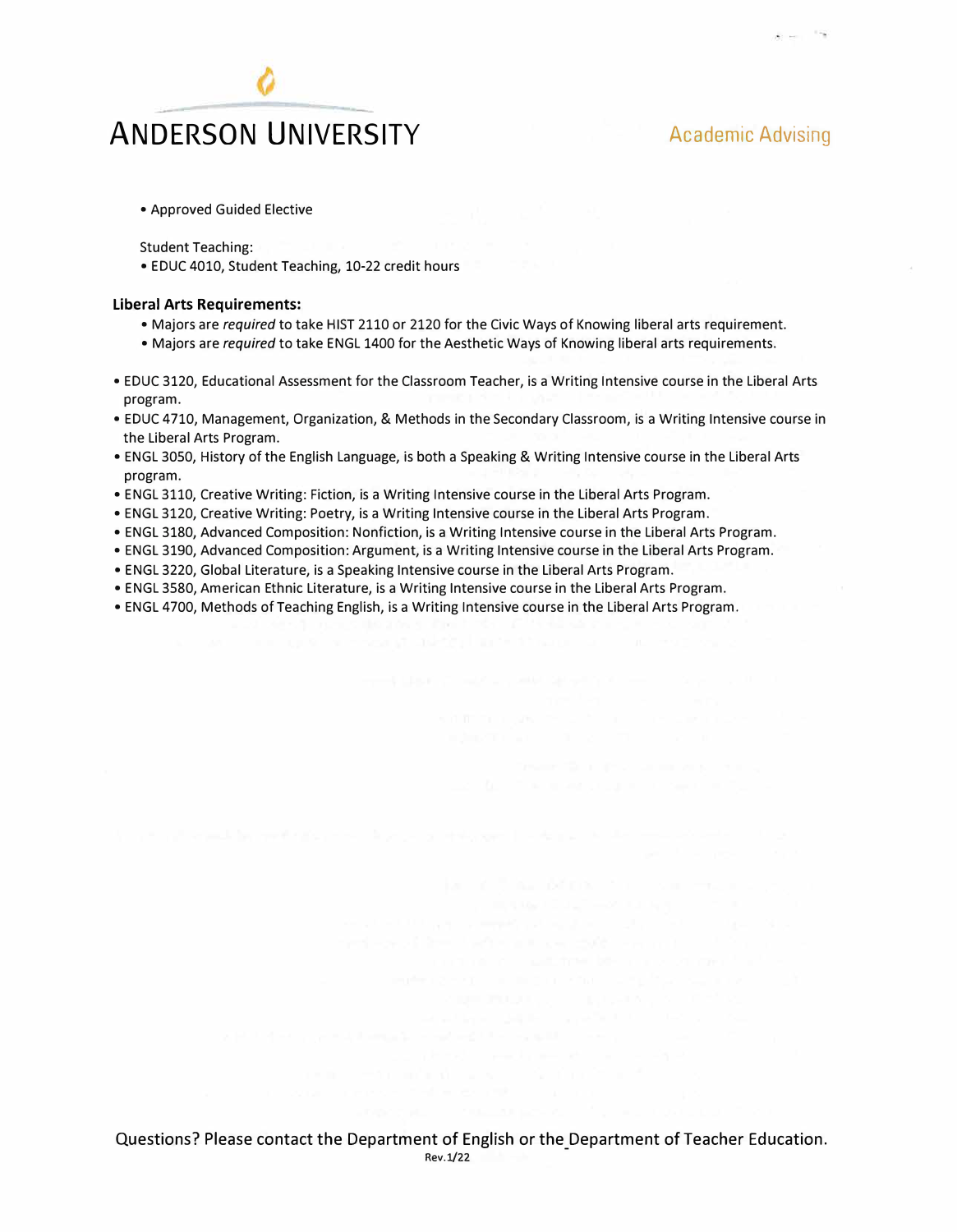- Approved Guided Elective

Student Teaching:
- EDUC 4010, Student Teaching, 10-22 credit hours

**Liberal Arts Requirements:**

- Majors are *required* to take HIST 2110 or 2120 for the Civic Ways of Knowing liberal arts requirement.
- Majors are *required* to take ENGL 1400 for the Aesthetic Ways of Knowing liberal arts requirements.

- EDUC 3120, Educational Assessment for the Classroom Teacher, is a Writing Intensive course in the Liberal Arts program.
- EDUC 4710, Management, Organization, & Methods in the Secondary Classroom, is a Writing Intensive course in the Liberal Arts Program.
- ENGL 3050, History of the English Language, is both a Speaking & Writing Intensive course in the Liberal Arts program.
- ENGL 3110, Creative Writing: Fiction, is a Writing Intensive course in the Liberal Arts Program.
- ENGL 3120, Creative Writing: Poetry, is a Writing Intensive course in the Liberal Arts Program.
- ENGL 3180, Advanced Composition: Nonfiction, is a Writing Intensive course in the Liberal Arts Program.
- ENGL 3190, Advanced Composition: Argument, is a Writing Intensive course in the Liberal Arts Program.
- ENGL 3220, Global Literature, is a Speaking Intensive course in the Liberal Arts Program.
- ENGL 3580, American Ethnic Literature, is a Writing Intensive course in the Liberal Arts Program.
- ENGL 4700, Methods of Teaching English, is a Writing Intensive course in the Liberal Arts Program.

Questions? Please contact the Department of English or the Department of Teacher Education.

Rev.1/22